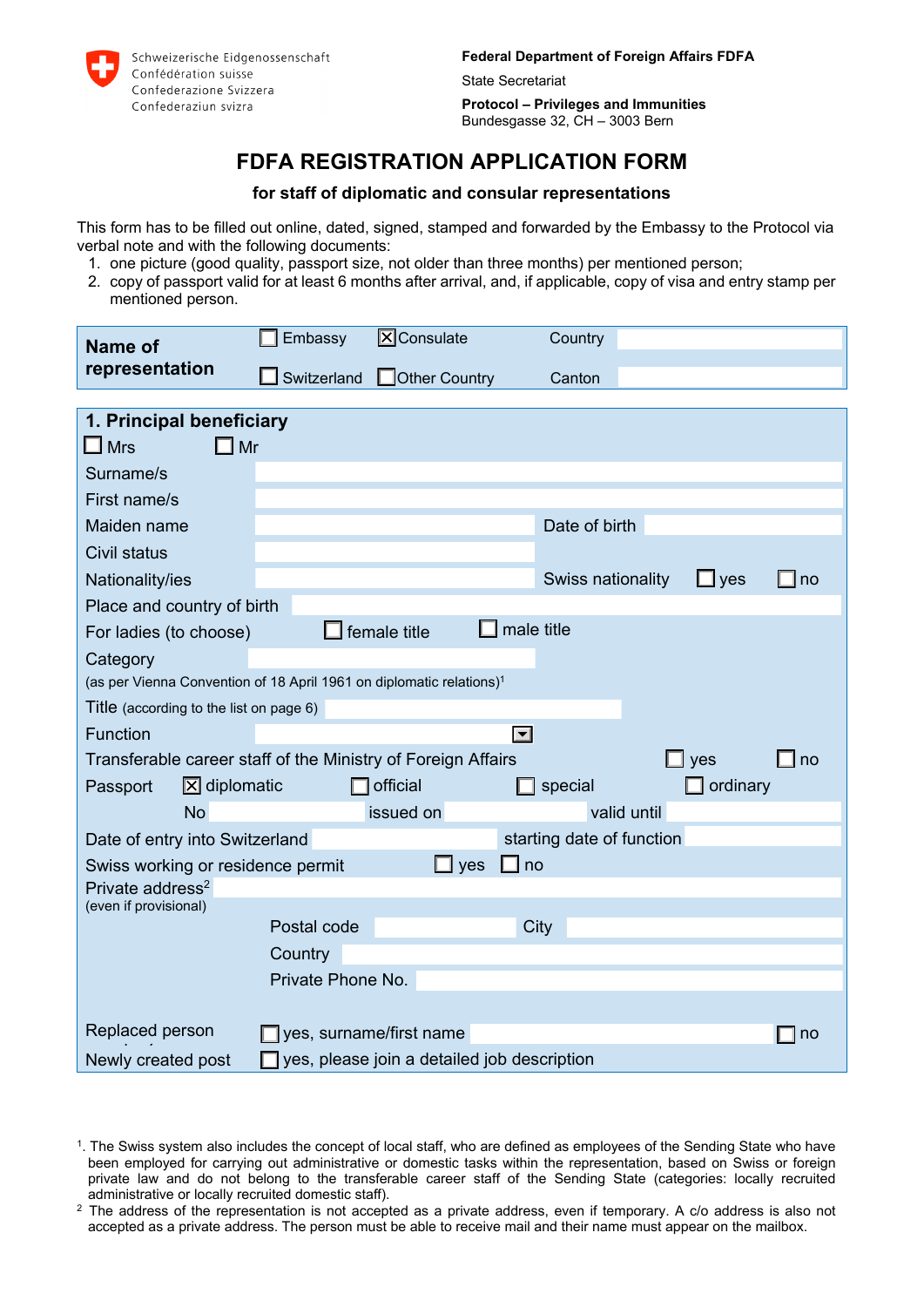Schweizerische Eidgenossenschaft
Confédération suisse
Confederazione Svizzera
Confederaziun svizra

**Federal Department of Foreign Affairs FDFA**

State Secretariat

**Protocol – Privileges and Immunities**
Bundesgasse 32, CH – 3003 Bern

# FDFA REGISTRATION APPLICATION FORM

### for staff of diplomatic and consular representations

This form has to be filled out online, dated, signed, stamped and forwarded by the Embassy to the Protocol via verbal note and with the following documents:

1. one picture (good quality, passport size, not older than three months) per mentioned person;
2. copy of passport valid for at least 6 months after arrival, and, if applicable, copy of visa and entry stamp per mentioned person.

| **Name of representation** | ☐ Embassy | ☒ Consulate | Country | |
|---|---|---|---|---|
| | ☐ Switzerland | ☐ Other Country | Canton | |

## 1. Principal beneficiary

☐ Mrs ☐ Mr

| | | | |
|---|---|---|---|
| Surname/s | | | |
| First name/s | | | |
| Maiden name | | Date of birth | |
| Civil status | | | |
| Nationality/ies | | Swiss nationality | ☐ yes ☐ no |
| Place and country of birth | | | |
| For ladies (to choose) | ☐ female title | ☐ male title | |
| Category (as per Vienna Convention of 18 April 1961 on diplomatic relations)[1] | | | |
| Title (according to the list on page 6) | | | |
| Function | | | |
| Transferable career staff of the Ministry of Foreign Affairs | | | ☐ yes ☐ no |
| Passport | ☒ diplomatic ☐ official | ☐ special | ☐ ordinary |
| No | issued on | valid until | |
| Date of entry into Switzerland | | starting date of function | |
| Swiss working or residence permit | ☐ yes ☐ no | | |
| Private address[2] (even if provisional) | | | |
| | Postal code | City | |
| | Country | | |
| | Private Phone No. | | |
| Replaced person | ☐ yes, surname/first name | | ☐ no |
| Newly created post | ☐ yes, please join a detailed job description | | |

[1]. The Swiss system also includes the concept of local staff, who are defined as employees of the Sending State who have been employed for carrying out administrative or domestic tasks within the representation, based on Swiss or foreign private law and do not belong to the transferable career staff of the Sending State (categories: locally recruited administrative or locally recruited domestic staff).

[2] The address of the representation is not accepted as a private address, even if temporary. A c/o address is also not accepted as a private address. The person must be able to receive mail and their name must appear on the mailbox.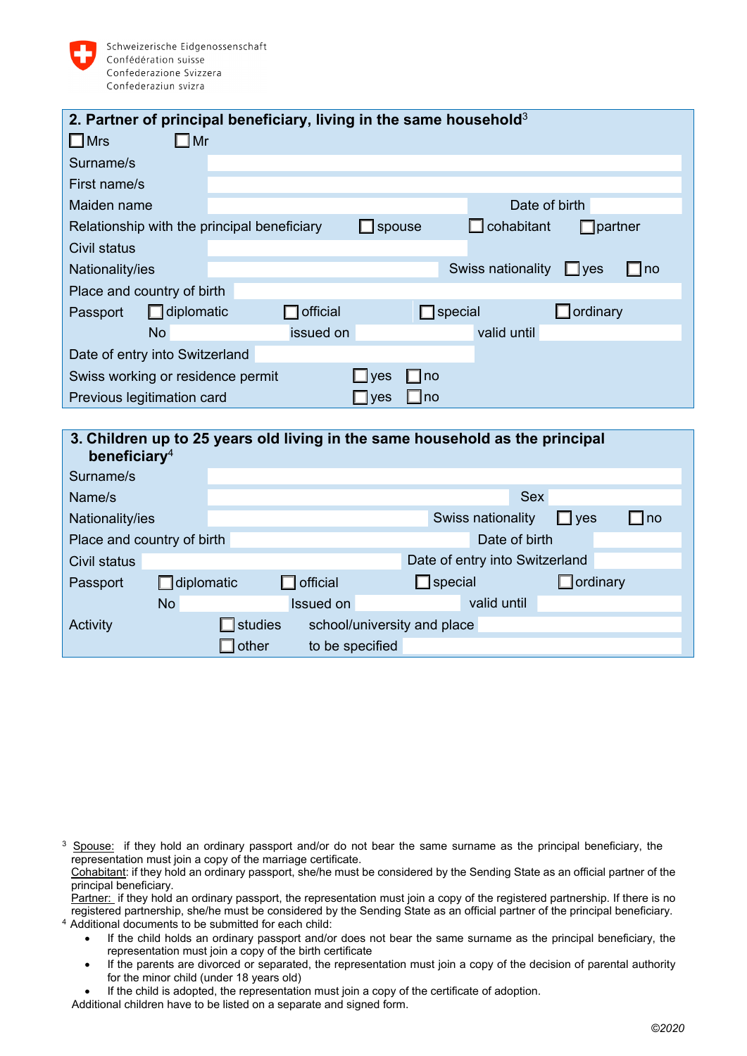Schweizerische Eidgenossenschaft
Confédération suisse
Confederazione Svizzera
Confederaziun svizra

## 2. Partner of principal beneficiary, living in the same household[3]

☐ Mrs ☐ Mr

Surname/s

First name/s

Maiden name Date of birth

Relationship with the principal beneficiary ☐ spouse ☐ cohabitant ☐ partner

Civil status

Nationality/ies Swiss nationality ☐ yes ☐ no

Place and country of birth

Passport ☐ diplomatic ☐ official ☐ special ☐ ordinary

No issued on valid until

Date of entry into Switzerland

Swiss working or residence permit ☐ yes ☐ no

Previous legitimation card ☐ yes ☐ no

## 3. Children up to 25 years old living in the same household as the principal beneficiary[4]

Surname/s

Name/s Sex

Nationality/ies Swiss nationality ☐ yes ☐ no

Place and country of birth Date of birth

Civil status Date of entry into Switzerland

Passport ☐ diplomatic ☐ official ☐ special ☐ ordinary

No Issued on valid until

Activity ☐ studies school/university and place

☐ other to be specified

---

[3] Spouse: if they hold an ordinary passport and/or do not bear the same surname as the principal beneficiary, the representation must join a copy of the marriage certificate.
Cohabitant: if they hold an ordinary passport, she/he must be considered by the Sending State as an official partner of the principal beneficiary.
Partner: if they hold an ordinary passport, the representation must join a copy of the registered partnership. If there is no registered partnership, she/he must be considered by the Sending State as an official partner of the principal beneficiary.

[4] Additional documents to be submitted for each child:

- If the child holds an ordinary passport and/or does not bear the same surname as the principal beneficiary, the representation must join a copy of the birth certificate
- If the parents are divorced or separated, the representation must join a copy of the decision of parental authority for the minor child (under 18 years old)
- If the child is adopted, the representation must join a copy of the certificate of adoption.

Additional children have to be listed on a separate and signed form.

©2020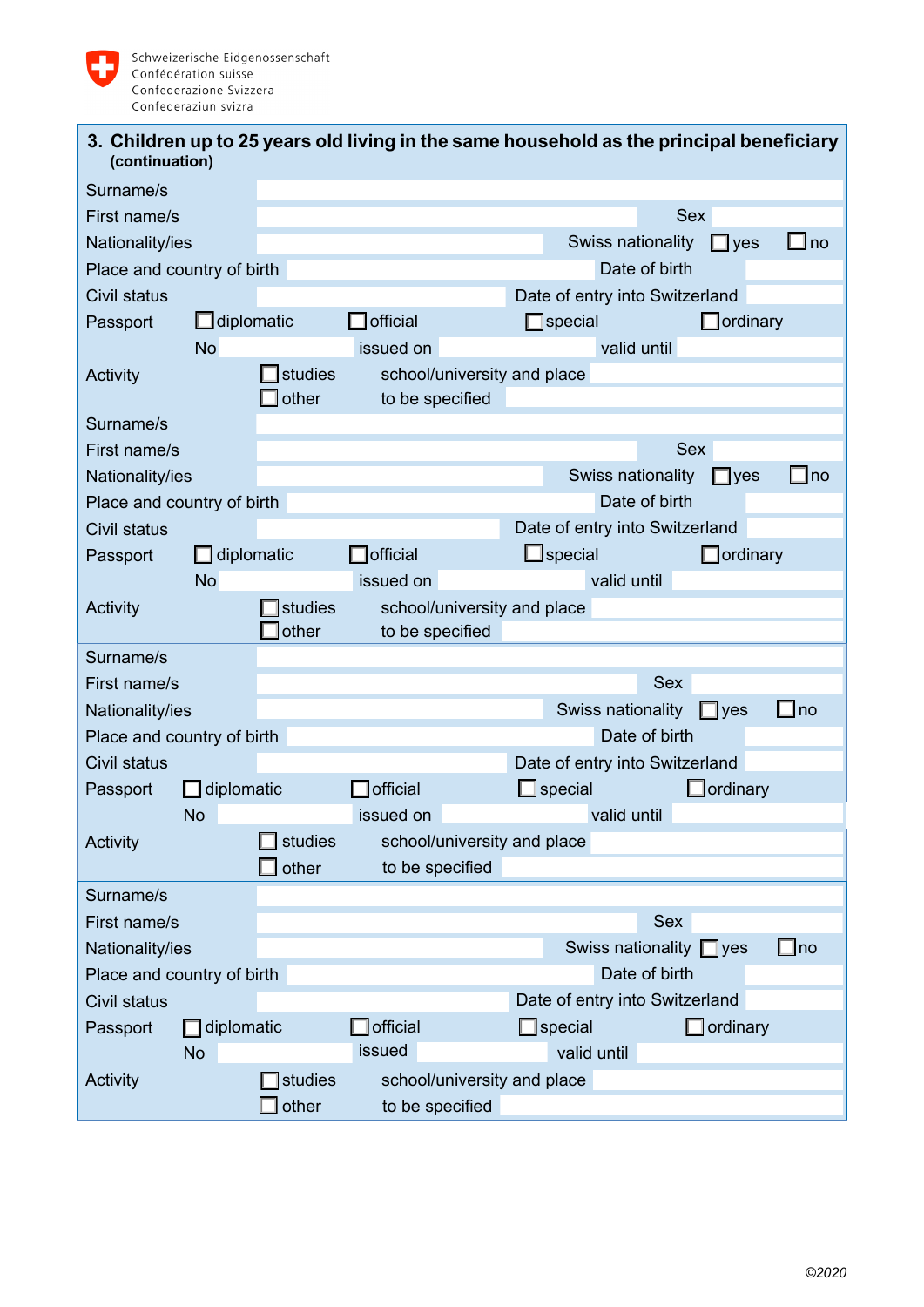Schweizerische Eidgenossenschaft
Confédération suisse
Confederazione Svizzera
Confederaziun svizra

## 3. Children up to 25 years old living in the same household as the principal beneficiary (continuation)

Surname/s

First name/s    Sex

Nationality/ies    Swiss nationality ☐ yes ☐ no

Place and country of birth    Date of birth

Civil status    Date of entry into Switzerland

Passport ☐ diplomatic ☐ official ☐ special ☐ ordinary

No    issued on    valid until

Activity ☐ studies    school/university and place

☐ other    to be specified

---

Surname/s

First name/s    Sex

Nationality/ies    Swiss nationality ☐ yes ☐ no

Place and country of birth    Date of birth

Civil status    Date of entry into Switzerland

Passport ☐ diplomatic ☐ official ☐ special ☐ ordinary

No    issued on    valid until

Activity ☐ studies    school/university and place

☐ other    to be specified

---

Surname/s

First name/s    Sex

Nationality/ies    Swiss nationality ☐ yes ☐ no

Place and country of birth    Date of birth

Civil status    Date of entry into Switzerland

Passport ☐ diplomatic ☐ official ☐ special ☐ ordinary

No    issued on    valid until

Activity ☐ studies    school/university and place

☐ other    to be specified

---

Surname/s

First name/s    Sex

Nationality/ies    Swiss nationality ☐ yes ☐ no

Place and country of birth    Date of birth

Civil status    Date of entry into Switzerland

Passport ☐ diplomatic ☐ official ☐ special ☐ ordinary

No    issued    valid until

Activity ☐ studies    school/university and place

☐ other    to be specified

©2020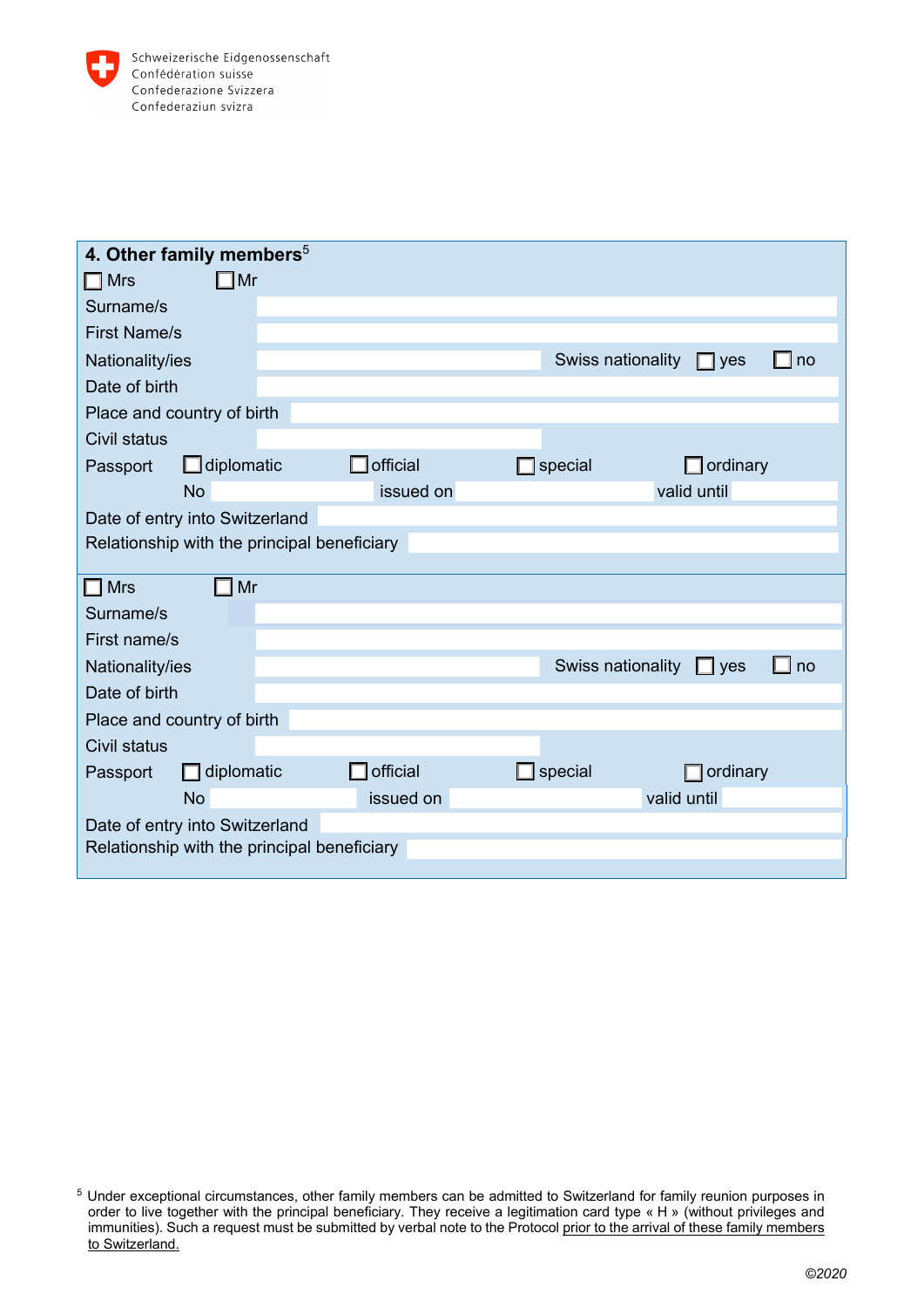Schweizerische Eidgenossenschaft
Confédération suisse
Confederazione Svizzera
Confederaziun svizra

## 4. Other family members[5]

☐ Mrs ☐ Mr

Surname/s

First Name/s

Nationality/ies | Swiss nationality ☐ yes ☐ no

Date of birth

Place and country of birth

Civil status

Passport ☐ diplomatic ☐ official ☐ special ☐ ordinary

No | issued on | valid until

Date of entry into Switzerland

Relationship with the principal beneficiary

---

☐ Mrs ☐ Mr

Surname/s

First name/s

Nationality/ies | Swiss nationality ☐ yes ☐ no

Date of birth

Place and country of birth

Civil status

Passport ☐ diplomatic ☐ official ☐ special ☐ ordinary

No | issued on | valid until

Date of entry into Switzerland

Relationship with the principal beneficiary

---

[5] Under exceptional circumstances, other family members can be admitted to Switzerland for family reunion purposes in order to live together with the principal beneficiary. They receive a legitimation card type « H » (without privileges and immunities). Such a request must be submitted by verbal note to the Protocol prior to the arrival of these family members to Switzerland.

*©2020*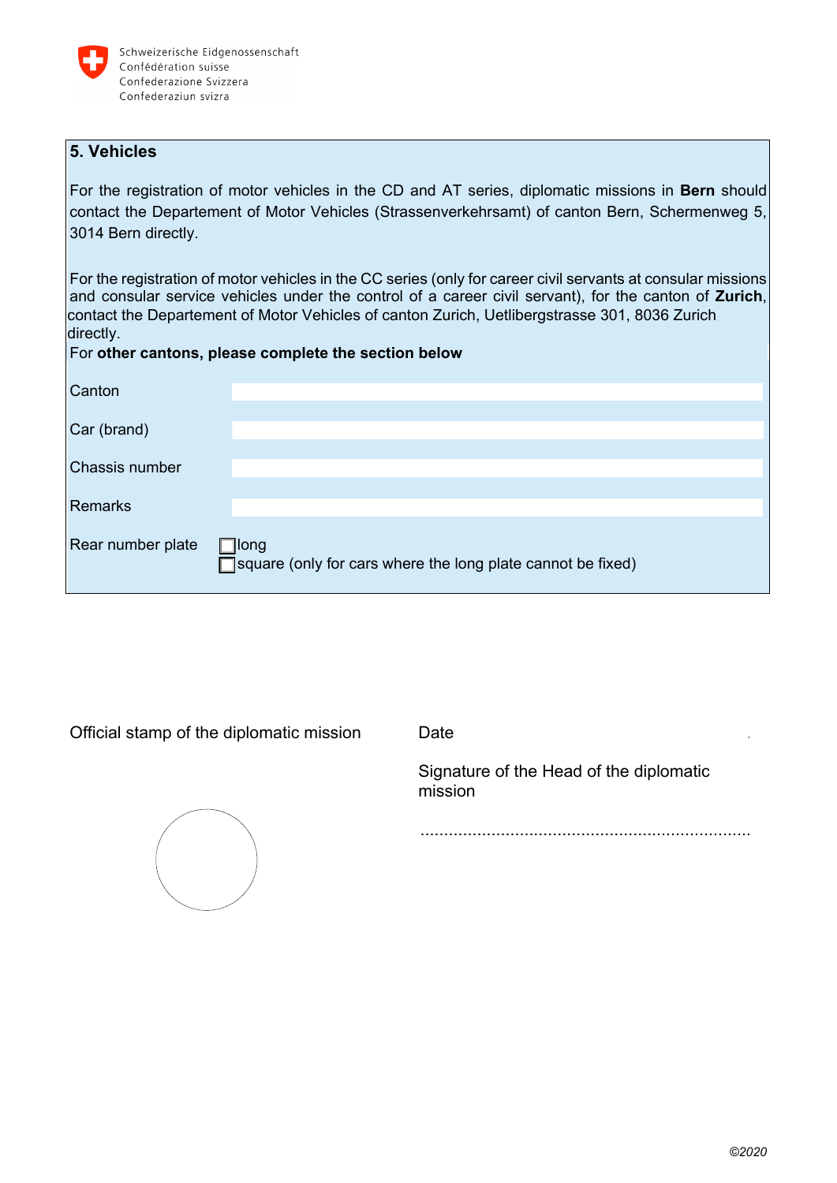Schweizerische Eidgenossenschaft
Confédération suisse
Confederazione Svizzera
Confederaziun svizra

## 5. Vehicles

For the registration of motor vehicles in the CD and AT series, diplomatic missions in **Bern** should contact the Departement of Motor Vehicles (Strassenverkehrsamt) of canton Bern, Schermenweg 5, 3014 Bern directly.

For the registration of motor vehicles in the CC series (only for career civil servants at consular missions and consular service vehicles under the control of a career civil servant), for the canton of **Zurich**, contact the Departement of Motor Vehicles of canton Zurich, Uetlibergstrasse 301, 8036 Zurich directly.

For **other cantons, please complete the section below**

| | |
|---|---|
| Canton | |
| Car (brand) | |
| Chassis number | |
| Remarks | |
| Rear number plate | ☐ long<br>☐ square (only for cars where the long plate cannot be fixed) |

Official stamp of the diplomatic mission

Date

Signature of the Head of the diplomatic mission

......................................................................

*©2020*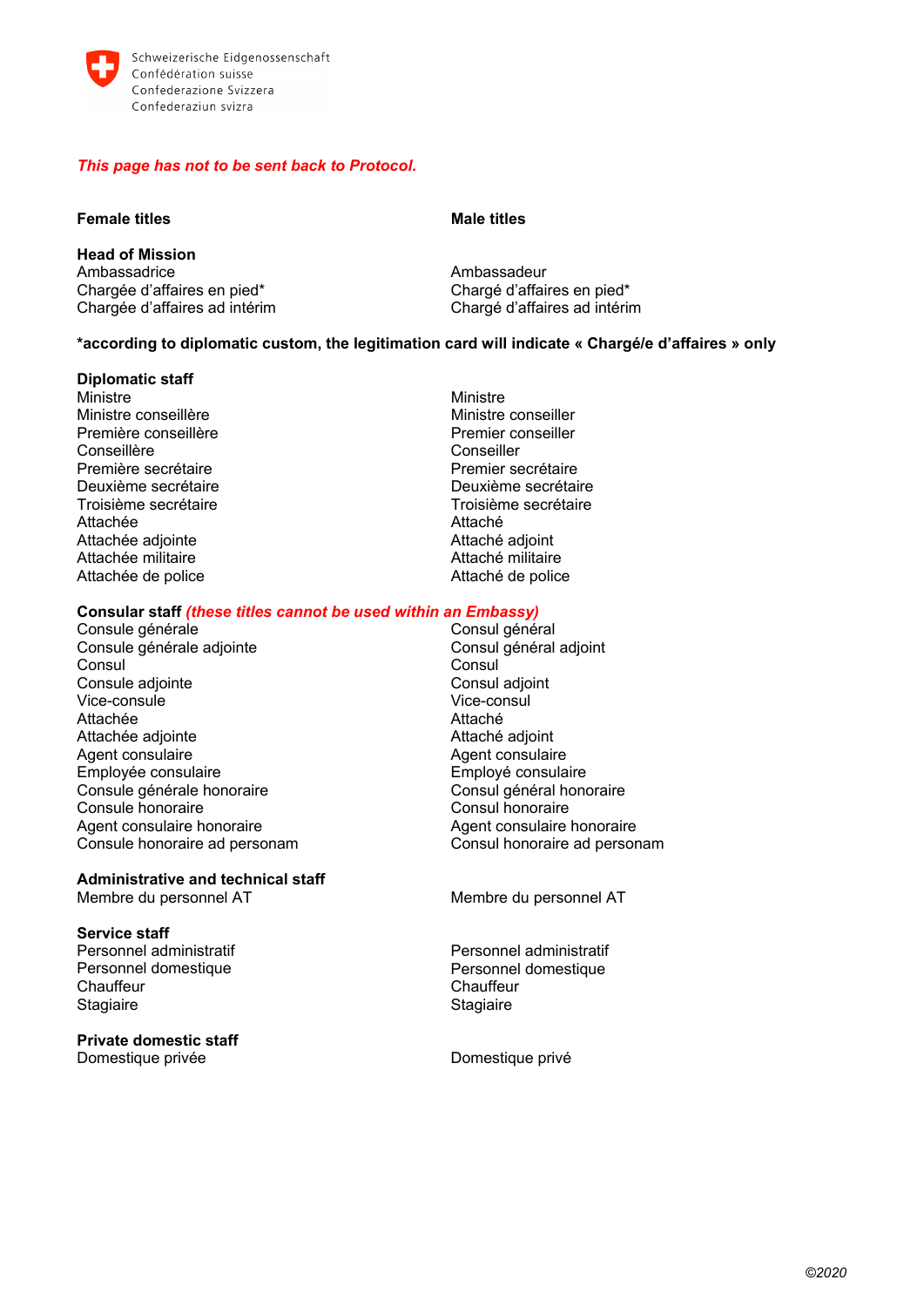Schweizerische Eidgenossenschaft
Confédération suisse
Confederazione Svizzera
Confederaziun svizra

***This page has not to be sent back to Protocol.***

| Female titles | Male titles |
| --- | --- |
| **Head of Mission** | |
| Ambassadrice | Ambassadeur |
| Chargée d'affaires en pied* | Chargé d'affaires en pied* |
| Chargée d'affaires ad intérim | Chargé d'affaires ad intérim |

***according to diplomatic custom, the legitimation card will indicate « Chargé/e d'affaires » only**

| | |
| --- | --- |
| **Diplomatic staff** | |
| Ministre | Ministre |
| Ministre conseillère | Ministre conseiller |
| Première conseillère | Premier conseiller |
| Conseillère | Conseiller |
| Première secrétaire | Premier secrétaire |
| Deuxième secrétaire | Deuxième secrétaire |
| Troisième secrétaire | Troisième secrétaire |
| Attachée | Attaché |
| Attachée adjointe | Attaché adjoint |
| Attachée militaire | Attaché militaire |
| Attachée de police | Attaché de police |
| **Consular staff** ***(these titles cannot be used within an Embassy)*** | |
| Consule générale | Consul général |
| Consule générale adjointe | Consul général adjoint |
| Consul | Consul |
| Consule adjointe | Consul adjoint |
| Vice-consule | Vice-consul |
| Attachée | Attaché |
| Attachée adjointe | Attaché adjoint |
| Agent consulaire | Agent consulaire |
| Employée consulaire | Employé consulaire |
| Consule générale honoraire | Consul général honoraire |
| Consule honoraire | Consul honoraire |
| Agent consulaire honoraire | Agent consulaire honoraire |
| Consule honoraire ad personam | Consul honoraire ad personam |
| **Administrative and technical staff** | |
| Membre du personnel AT | Membre du personnel AT |
| **Service staff** | |
| Personnel administratif | Personnel administratif |
| Personnel domestique | Personnel domestique |
| Chauffeur | Chauffeur |
| Stagiaire | Stagiaire |
| **Private domestic staff** | |
| Domestique privée | Domestique privé |

*©2020*